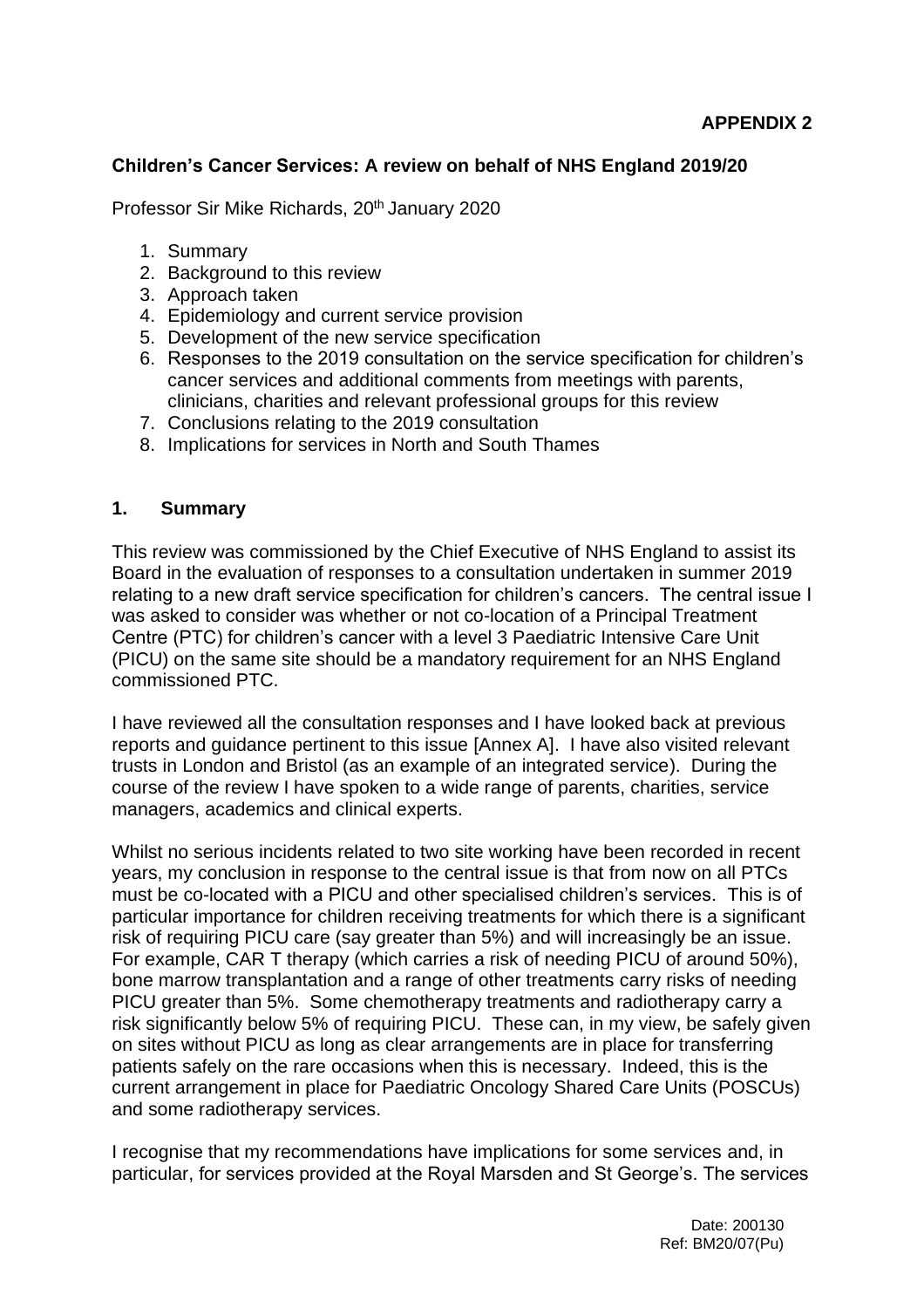**APPENDIX 2**

# Children's Cancer Services: A review on behalf of NHS England 2019/20

Professor Sir Mike Richards, 20th January 2020

1. Summary
2. Background to this review
3. Approach taken
4. Epidemiology and current service provision
5. Development of the new service specification
6. Responses to the 2019 consultation on the service specification for children's cancer services and additional comments from meetings with parents, clinicians, charities and relevant professional groups for this review
7. Conclusions relating to the 2019 consultation
8. Implications for services in North and South Thames

## 1. Summary

This review was commissioned by the Chief Executive of NHS England to assist its Board in the evaluation of responses to a consultation undertaken in summer 2019 relating to a new draft service specification for children's cancers. The central issue I was asked to consider was whether or not co-location of a Principal Treatment Centre (PTC) for children's cancer with a level 3 Paediatric Intensive Care Unit (PICU) on the same site should be a mandatory requirement for an NHS England commissioned PTC.

I have reviewed all the consultation responses and I have looked back at previous reports and guidance pertinent to this issue [Annex A]. I have also visited relevant trusts in London and Bristol (as an example of an integrated service). During the course of the review I have spoken to a wide range of parents, charities, service managers, academics and clinical experts.

Whilst no serious incidents related to two site working have been recorded in recent years, my conclusion in response to the central issue is that from now on all PTCs must be co-located with a PICU and other specialised children's services. This is of particular importance for children receiving treatments for which there is a significant risk of requiring PICU care (say greater than 5%) and will increasingly be an issue. For example, CAR T therapy (which carries a risk of needing PICU of around 50%), bone marrow transplantation and a range of other treatments carry risks of needing PICU greater than 5%. Some chemotherapy treatments and radiotherapy carry a risk significantly below 5% of requiring PICU. These can, in my view, be safely given on sites without PICU as long as clear arrangements are in place for transferring patients safely on the rare occasions when this is necessary. Indeed, this is the current arrangement in place for Paediatric Oncology Shared Care Units (POSCUs) and some radiotherapy services.

I recognise that my recommendations have implications for some services and, in particular, for services provided at the Royal Marsden and St George's. The services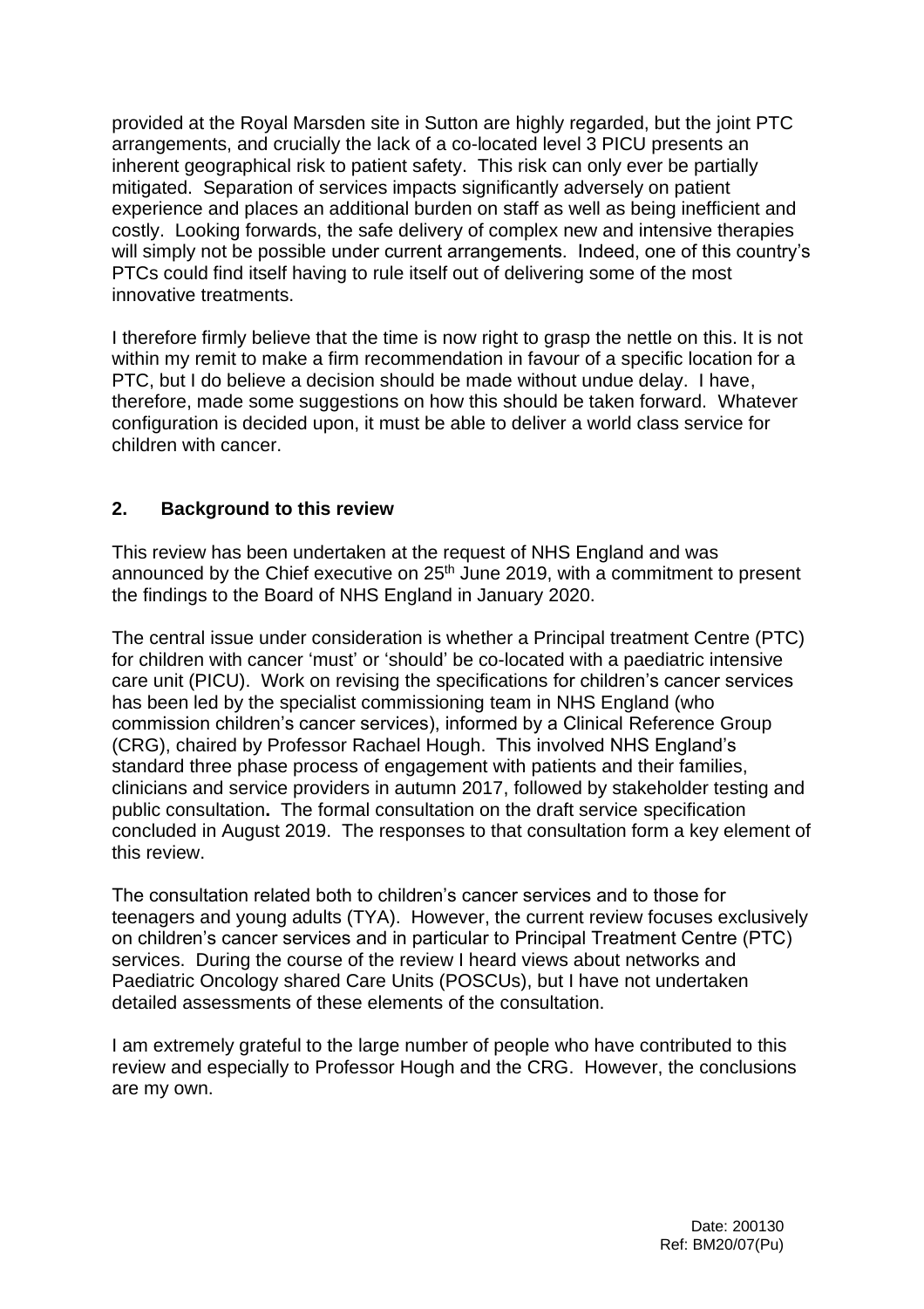provided at the Royal Marsden site in Sutton are highly regarded, but the joint PTC arrangements, and crucially the lack of a co-located level 3 PICU presents an inherent geographical risk to patient safety. This risk can only ever be partially mitigated. Separation of services impacts significantly adversely on patient experience and places an additional burden on staff as well as being inefficient and costly. Looking forwards, the safe delivery of complex new and intensive therapies will simply not be possible under current arrangements. Indeed, one of this country's PTCs could find itself having to rule itself out of delivering some of the most innovative treatments.

I therefore firmly believe that the time is now right to grasp the nettle on this. It is not within my remit to make a firm recommendation in favour of a specific location for a PTC, but I do believe a decision should be made without undue delay. I have, therefore, made some suggestions on how this should be taken forward. Whatever configuration is decided upon, it must be able to deliver a world class service for children with cancer.

## 2. Background to this review

This review has been undertaken at the request of NHS England and was announced by the Chief executive on 25th June 2019, with a commitment to present the findings to the Board of NHS England in January 2020.

The central issue under consideration is whether a Principal treatment Centre (PTC) for children with cancer 'must' or 'should' be co-located with a paediatric intensive care unit (PICU). Work on revising the specifications for children's cancer services has been led by the specialist commissioning team in NHS England (who commission children's cancer services), informed by a Clinical Reference Group (CRG), chaired by Professor Rachael Hough. This involved NHS England's standard three phase process of engagement with patients and their families, clinicians and service providers in autumn 2017, followed by stakeholder testing and public consultation**.** The formal consultation on the draft service specification concluded in August 2019. The responses to that consultation form a key element of this review.

The consultation related both to children's cancer services and to those for teenagers and young adults (TYA). However, the current review focuses exclusively on children's cancer services and in particular to Principal Treatment Centre (PTC) services. During the course of the review I heard views about networks and Paediatric Oncology shared Care Units (POSCUs), but I have not undertaken detailed assessments of these elements of the consultation.

I am extremely grateful to the large number of people who have contributed to this review and especially to Professor Hough and the CRG. However, the conclusions are my own.

Date: 200130
Ref: BM20/07(Pu)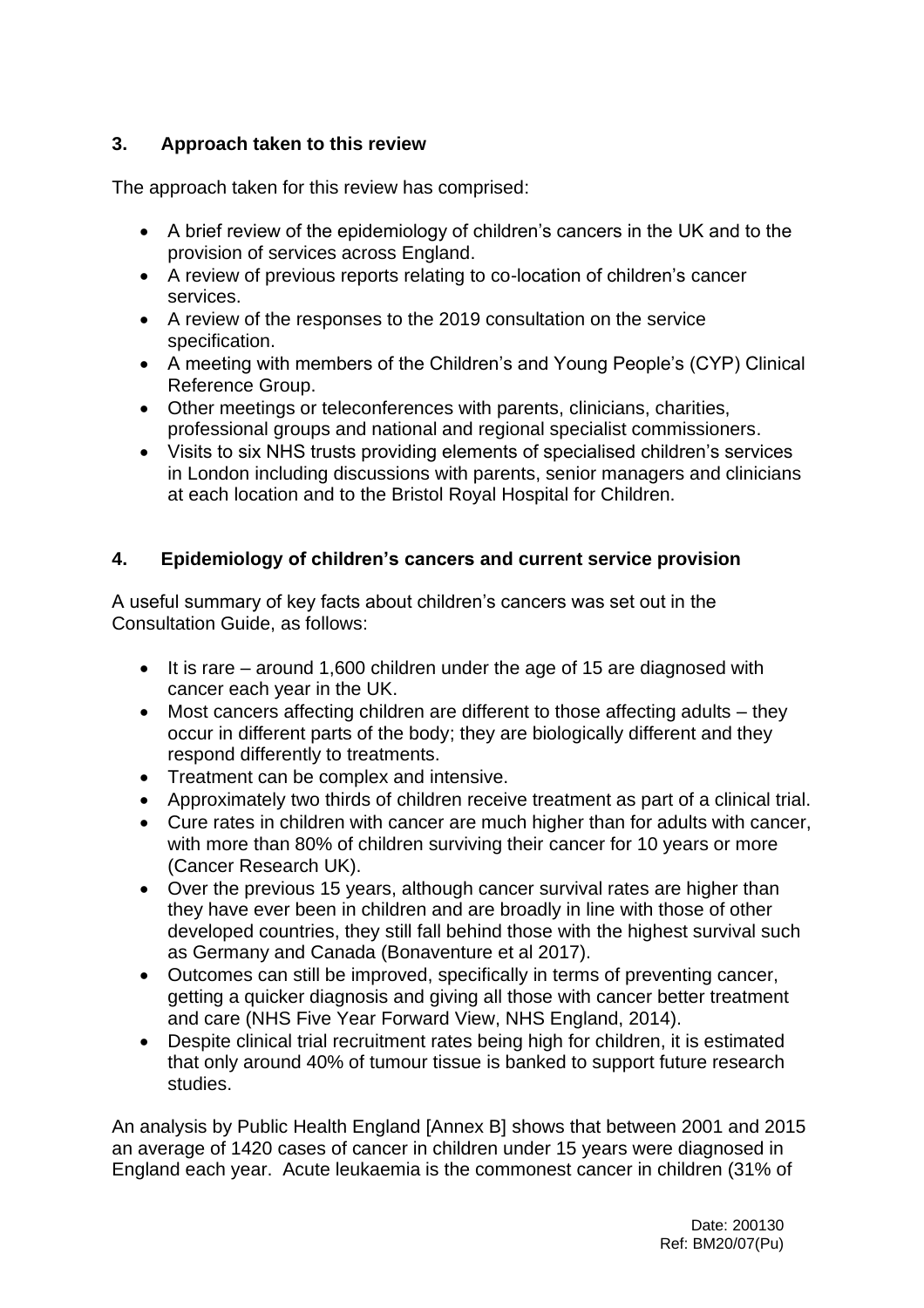## 3. Approach taken to this review

The approach taken for this review has comprised:

- A brief review of the epidemiology of children's cancers in the UK and to the provision of services across England.
- A review of previous reports relating to co-location of children's cancer services.
- A review of the responses to the 2019 consultation on the service specification.
- A meeting with members of the Children's and Young People's (CYP) Clinical Reference Group.
- Other meetings or teleconferences with parents, clinicians, charities, professional groups and national and regional specialist commissioners.
- Visits to six NHS trusts providing elements of specialised children's services in London including discussions with parents, senior managers and clinicians at each location and to the Bristol Royal Hospital for Children.

## 4. Epidemiology of children's cancers and current service provision

A useful summary of key facts about children's cancers was set out in the Consultation Guide, as follows:

- It is rare – around 1,600 children under the age of 15 are diagnosed with cancer each year in the UK.
- Most cancers affecting children are different to those affecting adults – they occur in different parts of the body; they are biologically different and they respond differently to treatments.
- Treatment can be complex and intensive.
- Approximately two thirds of children receive treatment as part of a clinical trial.
- Cure rates in children with cancer are much higher than for adults with cancer, with more than 80% of children surviving their cancer for 10 years or more (Cancer Research UK).
- Over the previous 15 years, although cancer survival rates are higher than they have ever been in children and are broadly in line with those of other developed countries, they still fall behind those with the highest survival such as Germany and Canada (Bonaventure et al 2017).
- Outcomes can still be improved, specifically in terms of preventing cancer, getting a quicker diagnosis and giving all those with cancer better treatment and care (NHS Five Year Forward View, NHS England, 2014).
- Despite clinical trial recruitment rates being high for children, it is estimated that only around 40% of tumour tissue is banked to support future research studies.

An analysis by Public Health England [Annex B] shows that between 2001 and 2015 an average of 1420 cases of cancer in children under 15 years were diagnosed in England each year. Acute leukaemia is the commonest cancer in children (31% of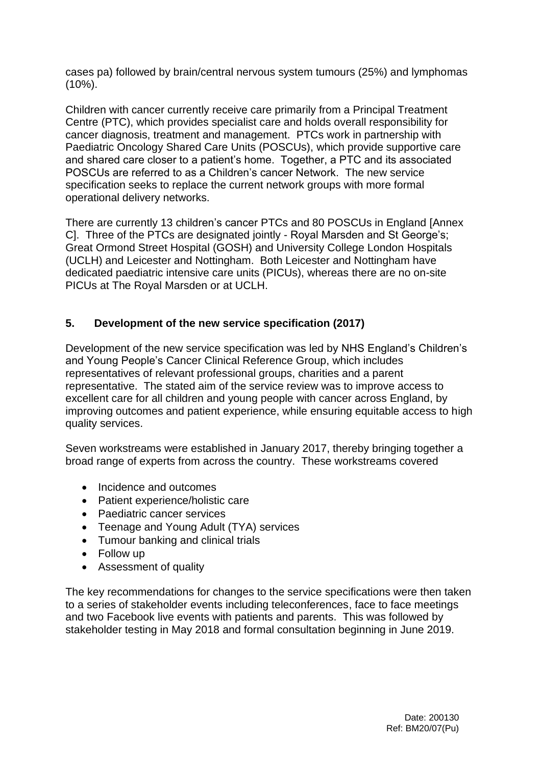cases pa) followed by brain/central nervous system tumours (25%) and lymphomas (10%).

Children with cancer currently receive care primarily from a Principal Treatment Centre (PTC), which provides specialist care and holds overall responsibility for cancer diagnosis, treatment and management. PTCs work in partnership with Paediatric Oncology Shared Care Units (POSCUs), which provide supportive care and shared care closer to a patient's home. Together, a PTC and its associated POSCUs are referred to as a Children's cancer Network. The new service specification seeks to replace the current network groups with more formal operational delivery networks.

There are currently 13 children's cancer PTCs and 80 POSCUs in England [Annex C]. Three of the PTCs are designated jointly - Royal Marsden and St George's; Great Ormond Street Hospital (GOSH) and University College London Hospitals (UCLH) and Leicester and Nottingham. Both Leicester and Nottingham have dedicated paediatric intensive care units (PICUs), whereas there are no on-site PICUs at The Royal Marsden or at UCLH.

## 5. Development of the new service specification (2017)

Development of the new service specification was led by NHS England's Children's and Young People's Cancer Clinical Reference Group, which includes representatives of relevant professional groups, charities and a parent representative. The stated aim of the service review was to improve access to excellent care for all children and young people with cancer across England, by improving outcomes and patient experience, while ensuring equitable access to high quality services.

Seven workstreams were established in January 2017, thereby bringing together a broad range of experts from across the country. These workstreams covered

- Incidence and outcomes
- Patient experience/holistic care
- Paediatric cancer services
- Teenage and Young Adult (TYA) services
- Tumour banking and clinical trials
- Follow up
- Assessment of quality

The key recommendations for changes to the service specifications were then taken to a series of stakeholder events including teleconferences, face to face meetings and two Facebook live events with patients and parents. This was followed by stakeholder testing in May 2018 and formal consultation beginning in June 2019.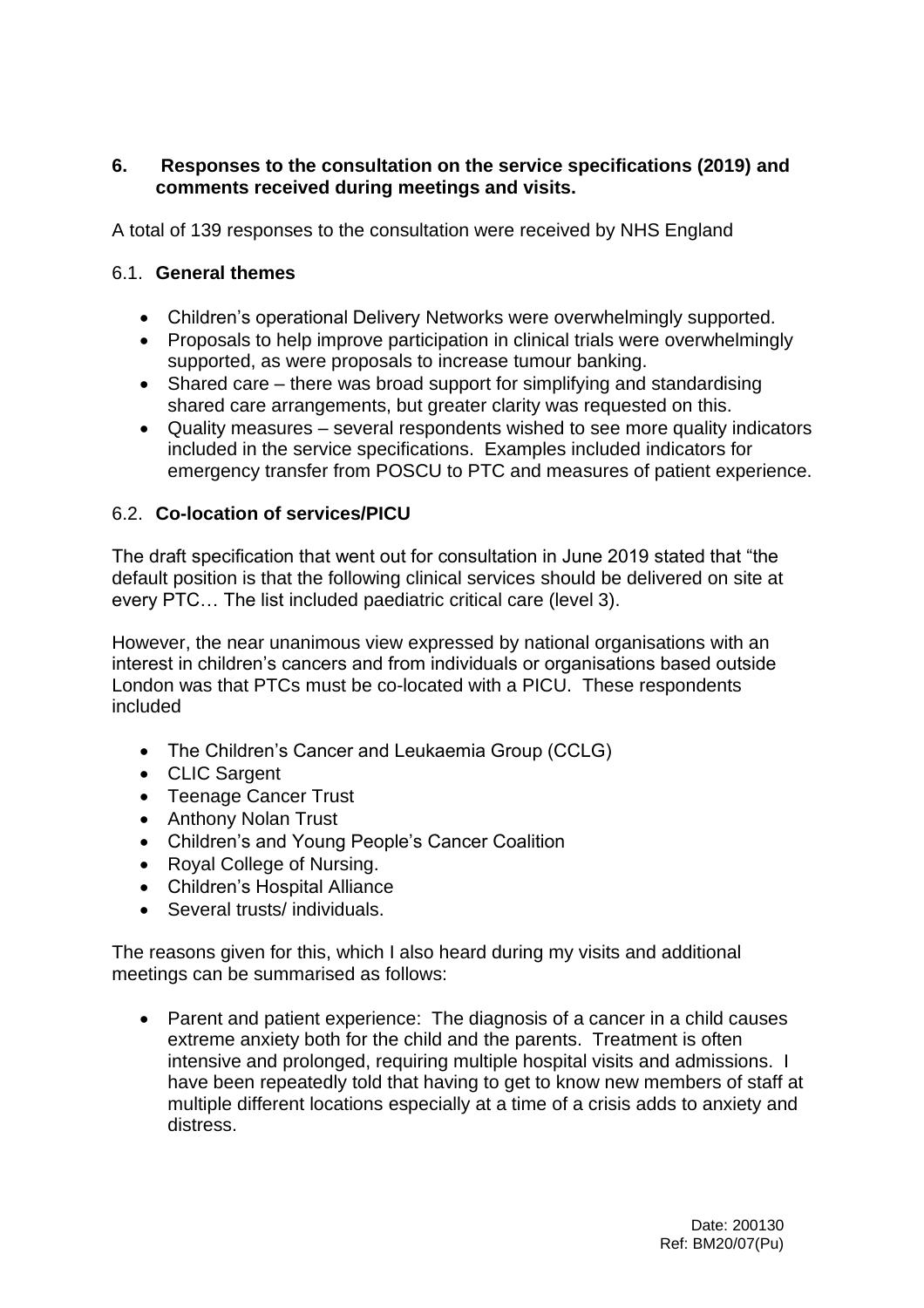## 6. Responses to the consultation on the service specifications (2019) and comments received during meetings and visits.

A total of 139 responses to the consultation were received by NHS England

### 6.1. General themes

- Children's operational Delivery Networks were overwhelmingly supported.
- Proposals to help improve participation in clinical trials were overwhelmingly supported, as were proposals to increase tumour banking.
- Shared care – there was broad support for simplifying and standardising shared care arrangements, but greater clarity was requested on this.
- Quality measures – several respondents wished to see more quality indicators included in the service specifications. Examples included indicators for emergency transfer from POSCU to PTC and measures of patient experience.

### 6.2. Co-location of services/PICU

The draft specification that went out for consultation in June 2019 stated that "the default position is that the following clinical services should be delivered on site at every PTC… The list included paediatric critical care (level 3).

However, the near unanimous view expressed by national organisations with an interest in children's cancers and from individuals or organisations based outside London was that PTCs must be co-located with a PICU. These respondents included

- The Children's Cancer and Leukaemia Group (CCLG)
- CLIC Sargent
- Teenage Cancer Trust
- Anthony Nolan Trust
- Children's and Young People's Cancer Coalition
- Royal College of Nursing.
- Children's Hospital Alliance
- Several trusts/ individuals.

The reasons given for this, which I also heard during my visits and additional meetings can be summarised as follows:

- Parent and patient experience: The diagnosis of a cancer in a child causes extreme anxiety both for the child and the parents. Treatment is often intensive and prolonged, requiring multiple hospital visits and admissions. I have been repeatedly told that having to get to know new members of staff at multiple different locations especially at a time of a crisis adds to anxiety and distress.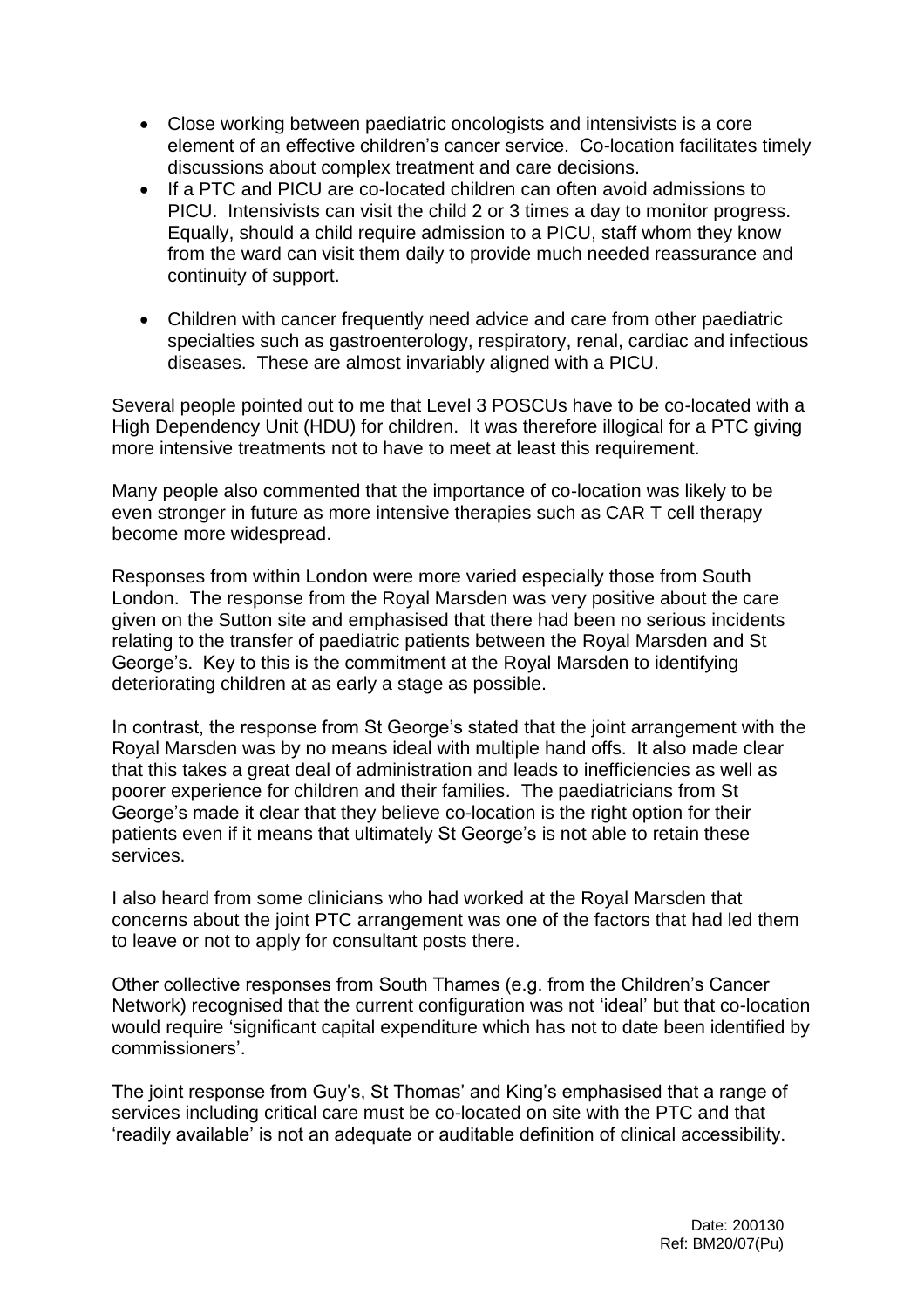- Close working between paediatric oncologists and intensivists is a core element of an effective children's cancer service. Co-location facilitates timely discussions about complex treatment and care decisions.
- If a PTC and PICU are co-located children can often avoid admissions to PICU. Intensivists can visit the child 2 or 3 times a day to monitor progress. Equally, should a child require admission to a PICU, staff whom they know from the ward can visit them daily to provide much needed reassurance and continuity of support.
- Children with cancer frequently need advice and care from other paediatric specialties such as gastroenterology, respiratory, renal, cardiac and infectious diseases. These are almost invariably aligned with a PICU.

Several people pointed out to me that Level 3 POSCUs have to be co-located with a High Dependency Unit (HDU) for children. It was therefore illogical for a PTC giving more intensive treatments not to have to meet at least this requirement.

Many people also commented that the importance of co-location was likely to be even stronger in future as more intensive therapies such as CAR T cell therapy become more widespread.

Responses from within London were more varied especially those from South London. The response from the Royal Marsden was very positive about the care given on the Sutton site and emphasised that there had been no serious incidents relating to the transfer of paediatric patients between the Royal Marsden and St George's. Key to this is the commitment at the Royal Marsden to identifying deteriorating children at as early a stage as possible.

In contrast, the response from St George's stated that the joint arrangement with the Royal Marsden was by no means ideal with multiple hand offs. It also made clear that this takes a great deal of administration and leads to inefficiencies as well as poorer experience for children and their families. The paediatricians from St George's made it clear that they believe co-location is the right option for their patients even if it means that ultimately St George's is not able to retain these services.

I also heard from some clinicians who had worked at the Royal Marsden that concerns about the joint PTC arrangement was one of the factors that had led them to leave or not to apply for consultant posts there.

Other collective responses from South Thames (e.g. from the Children's Cancer Network) recognised that the current configuration was not 'ideal' but that co-location would require 'significant capital expenditure which has not to date been identified by commissioners'.

The joint response from Guy's, St Thomas' and King's emphasised that a range of services including critical care must be co-located on site with the PTC and that 'readily available' is not an adequate or auditable definition of clinical accessibility.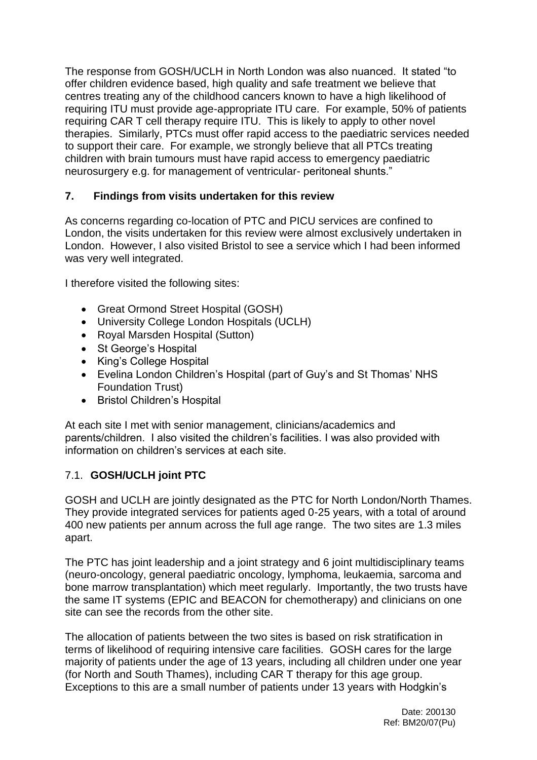The response from GOSH/UCLH in North London was also nuanced. It stated "to offer children evidence based, high quality and safe treatment we believe that centres treating any of the childhood cancers known to have a high likelihood of requiring ITU must provide age-appropriate ITU care. For example, 50% of patients requiring CAR T cell therapy require ITU. This is likely to apply to other novel therapies. Similarly, PTCs must offer rapid access to the paediatric services needed to support their care. For example, we strongly believe that all PTCs treating children with brain tumours must have rapid access to emergency paediatric neurosurgery e.g. for management of ventricular- peritoneal shunts."

## 7. Findings from visits undertaken for this review

As concerns regarding co-location of PTC and PICU services are confined to London, the visits undertaken for this review were almost exclusively undertaken in London. However, I also visited Bristol to see a service which I had been informed was very well integrated.

I therefore visited the following sites:

- Great Ormond Street Hospital (GOSH)
- University College London Hospitals (UCLH)
- Royal Marsden Hospital (Sutton)
- St George's Hospital
- King's College Hospital
- Evelina London Children's Hospital (part of Guy's and St Thomas' NHS Foundation Trust)
- Bristol Children's Hospital

At each site I met with senior management, clinicians/academics and parents/children. I also visited the children's facilities. I was also provided with information on children's services at each site.

### 7.1. GOSH/UCLH joint PTC

GOSH and UCLH are jointly designated as the PTC for North London/North Thames. They provide integrated services for patients aged 0-25 years, with a total of around 400 new patients per annum across the full age range. The two sites are 1.3 miles apart.

The PTC has joint leadership and a joint strategy and 6 joint multidisciplinary teams (neuro-oncology, general paediatric oncology, lymphoma, leukaemia, sarcoma and bone marrow transplantation) which meet regularly. Importantly, the two trusts have the same IT systems (EPIC and BEACON for chemotherapy) and clinicians on one site can see the records from the other site.

The allocation of patients between the two sites is based on risk stratification in terms of likelihood of requiring intensive care facilities. GOSH cares for the large majority of patients under the age of 13 years, including all children under one year (for North and South Thames), including CAR T therapy for this age group. Exceptions to this are a small number of patients under 13 years with Hodgkin's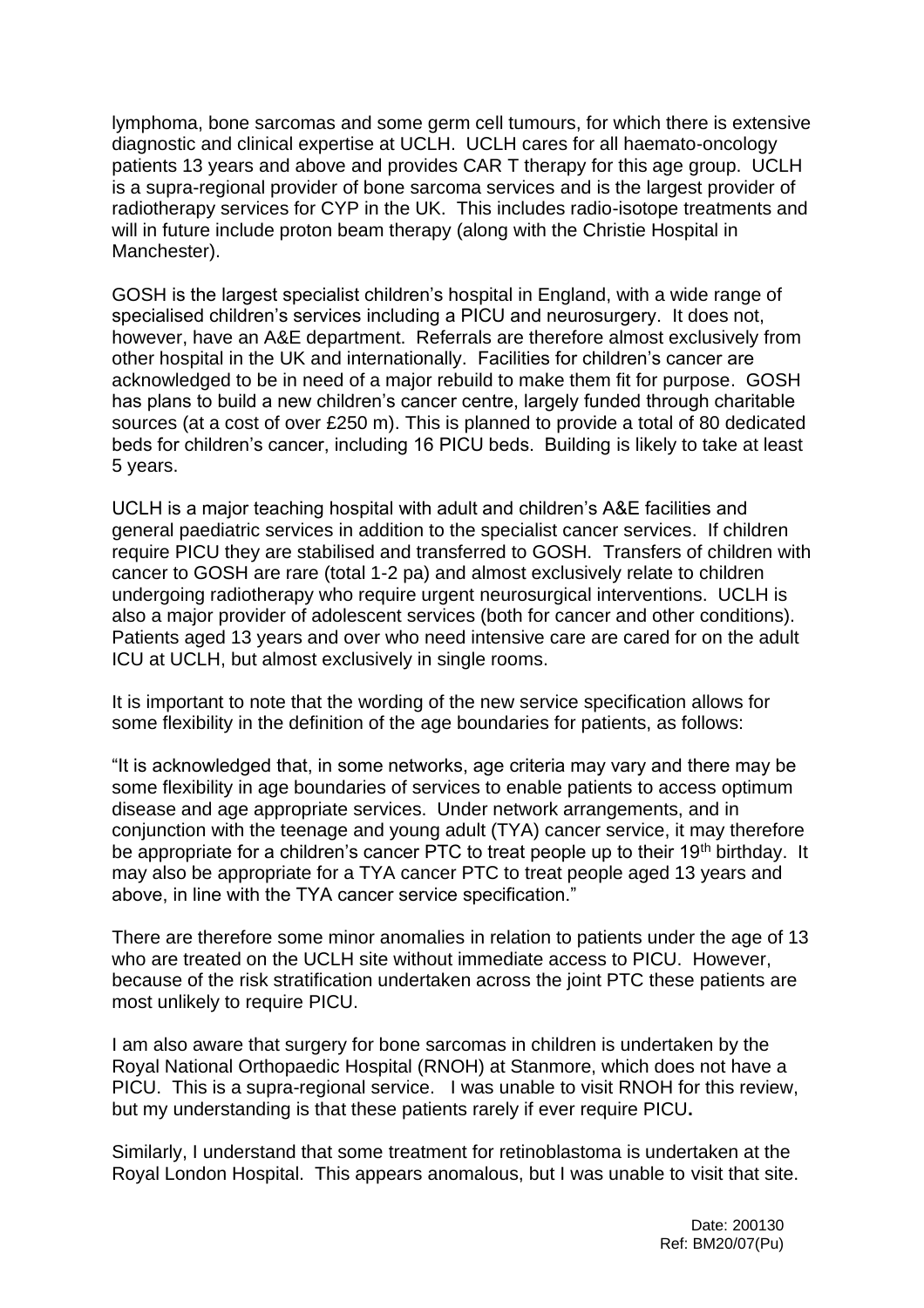lymphoma, bone sarcomas and some germ cell tumours, for which there is extensive diagnostic and clinical expertise at UCLH. UCLH cares for all haemato-oncology patients 13 years and above and provides CAR T therapy for this age group. UCLH is a supra-regional provider of bone sarcoma services and is the largest provider of radiotherapy services for CYP in the UK. This includes radio-isotope treatments and will in future include proton beam therapy (along with the Christie Hospital in Manchester).

GOSH is the largest specialist children's hospital in England, with a wide range of specialised children's services including a PICU and neurosurgery. It does not, however, have an A&E department. Referrals are therefore almost exclusively from other hospital in the UK and internationally. Facilities for children's cancer are acknowledged to be in need of a major rebuild to make them fit for purpose. GOSH has plans to build a new children's cancer centre, largely funded through charitable sources (at a cost of over £250 m). This is planned to provide a total of 80 dedicated beds for children's cancer, including 16 PICU beds. Building is likely to take at least 5 years.

UCLH is a major teaching hospital with adult and children's A&E facilities and general paediatric services in addition to the specialist cancer services. If children require PICU they are stabilised and transferred to GOSH. Transfers of children with cancer to GOSH are rare (total 1-2 pa) and almost exclusively relate to children undergoing radiotherapy who require urgent neurosurgical interventions. UCLH is also a major provider of adolescent services (both for cancer and other conditions). Patients aged 13 years and over who need intensive care are cared for on the adult ICU at UCLH, but almost exclusively in single rooms.

It is important to note that the wording of the new service specification allows for some flexibility in the definition of the age boundaries for patients, as follows:

"It is acknowledged that, in some networks, age criteria may vary and there may be some flexibility in age boundaries of services to enable patients to access optimum disease and age appropriate services. Under network arrangements, and in conjunction with the teenage and young adult (TYA) cancer service, it may therefore be appropriate for a children's cancer PTC to treat people up to their 19th birthday. It may also be appropriate for a TYA cancer PTC to treat people aged 13 years and above, in line with the TYA cancer service specification."

There are therefore some minor anomalies in relation to patients under the age of 13 who are treated on the UCLH site without immediate access to PICU. However, because of the risk stratification undertaken across the joint PTC these patients are most unlikely to require PICU.

I am also aware that surgery for bone sarcomas in children is undertaken by the Royal National Orthopaedic Hospital (RNOH) at Stanmore, which does not have a PICU. This is a supra-regional service. I was unable to visit RNOH for this review, but my understanding is that these patients rarely if ever require PICU**.**

Similarly, I understand that some treatment for retinoblastoma is undertaken at the Royal London Hospital. This appears anomalous, but I was unable to visit that site.

Date: 200130
Ref: BM20/07(Pu)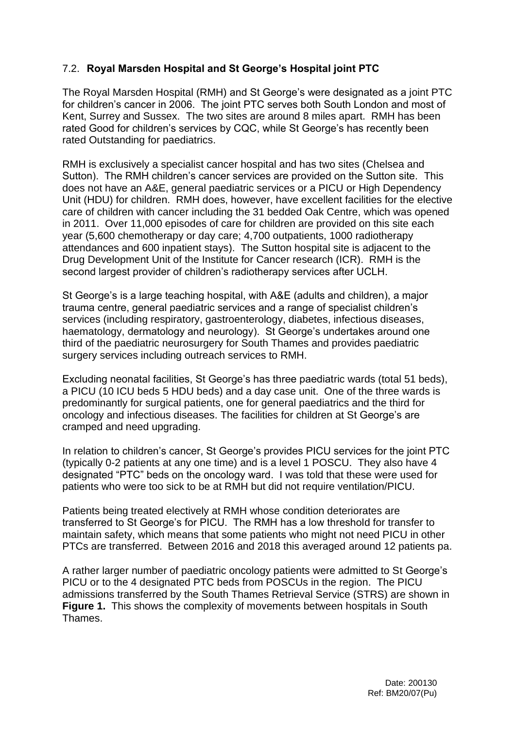### 7.2. **Royal Marsden Hospital and St George's Hospital joint PTC**

The Royal Marsden Hospital (RMH) and St George's were designated as a joint PTC for children's cancer in 2006. The joint PTC serves both South London and most of Kent, Surrey and Sussex. The two sites are around 8 miles apart. RMH has been rated Good for children's services by CQC, while St George's has recently been rated Outstanding for paediatrics.

RMH is exclusively a specialist cancer hospital and has two sites (Chelsea and Sutton). The RMH children's cancer services are provided on the Sutton site. This does not have an A&E, general paediatric services or a PICU or High Dependency Unit (HDU) for children. RMH does, however, have excellent facilities for the elective care of children with cancer including the 31 bedded Oak Centre, which was opened in 2011. Over 11,000 episodes of care for children are provided on this site each year (5,600 chemotherapy or day care; 4,700 outpatients, 1000 radiotherapy attendances and 600 inpatient stays). The Sutton hospital site is adjacent to the Drug Development Unit of the Institute for Cancer research (ICR). RMH is the second largest provider of children's radiotherapy services after UCLH.

St George's is a large teaching hospital, with A&E (adults and children), a major trauma centre, general paediatric services and a range of specialist children's services (including respiratory, gastroenterology, diabetes, infectious diseases, haematology, dermatology and neurology). St George's undertakes around one third of the paediatric neurosurgery for South Thames and provides paediatric surgery services including outreach services to RMH.

Excluding neonatal facilities, St George's has three paediatric wards (total 51 beds), a PICU (10 ICU beds 5 HDU beds) and a day case unit. One of the three wards is predominantly for surgical patients, one for general paediatrics and the third for oncology and infectious diseases. The facilities for children at St George's are cramped and need upgrading.

In relation to children's cancer, St George's provides PICU services for the joint PTC (typically 0-2 patients at any one time) and is a level 1 POSCU. They also have 4 designated "PTC" beds on the oncology ward. I was told that these were used for patients who were too sick to be at RMH but did not require ventilation/PICU.

Patients being treated electively at RMH whose condition deteriorates are transferred to St George's for PICU. The RMH has a low threshold for transfer to maintain safety, which means that some patients who might not need PICU in other PTCs are transferred. Between 2016 and 2018 this averaged around 12 patients pa.

A rather larger number of paediatric oncology patients were admitted to St George's PICU or to the 4 designated PTC beds from POSCUs in the region. The PICU admissions transferred by the South Thames Retrieval Service (STRS) are shown in **Figure 1.** This shows the complexity of movements between hospitals in South Thames.

Date: 200130
Ref: BM20/07(Pu)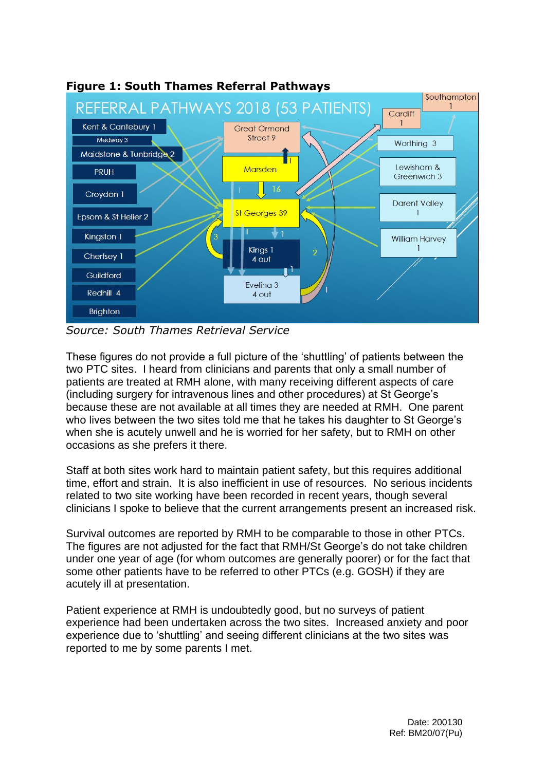**Figure 1: South Thames Referral Pathways**

*Source: South Thames Retrieval Service*

These figures do not provide a full picture of the 'shuttling' of patients between the two PTC sites. I heard from clinicians and parents that only a small number of patients are treated at RMH alone, with many receiving different aspects of care (including surgery for intravenous lines and other procedures) at St George's because these are not available at all times they are needed at RMH. One parent who lives between the two sites told me that he takes his daughter to St George's when she is acutely unwell and he is worried for her safety, but to RMH on other occasions as she prefers it there.

Staff at both sites work hard to maintain patient safety, but this requires additional time, effort and strain. It is also inefficient in use of resources. No serious incidents related to two site working have been recorded in recent years, though several clinicians I spoke to believe that the current arrangements present an increased risk.

Survival outcomes are reported by RMH to be comparable to those in other PTCs. The figures are not adjusted for the fact that RMH/St George's do not take children under one year of age (for whom outcomes are generally poorer) or for the fact that some other patients have to be referred to other PTCs (e.g. GOSH) if they are acutely ill at presentation.

Patient experience at RMH is undoubtedly good, but no surveys of patient experience had been undertaken across the two sites. Increased anxiety and poor experience due to 'shuttling' and seeing different clinicians at the two sites was reported to me by some parents I met.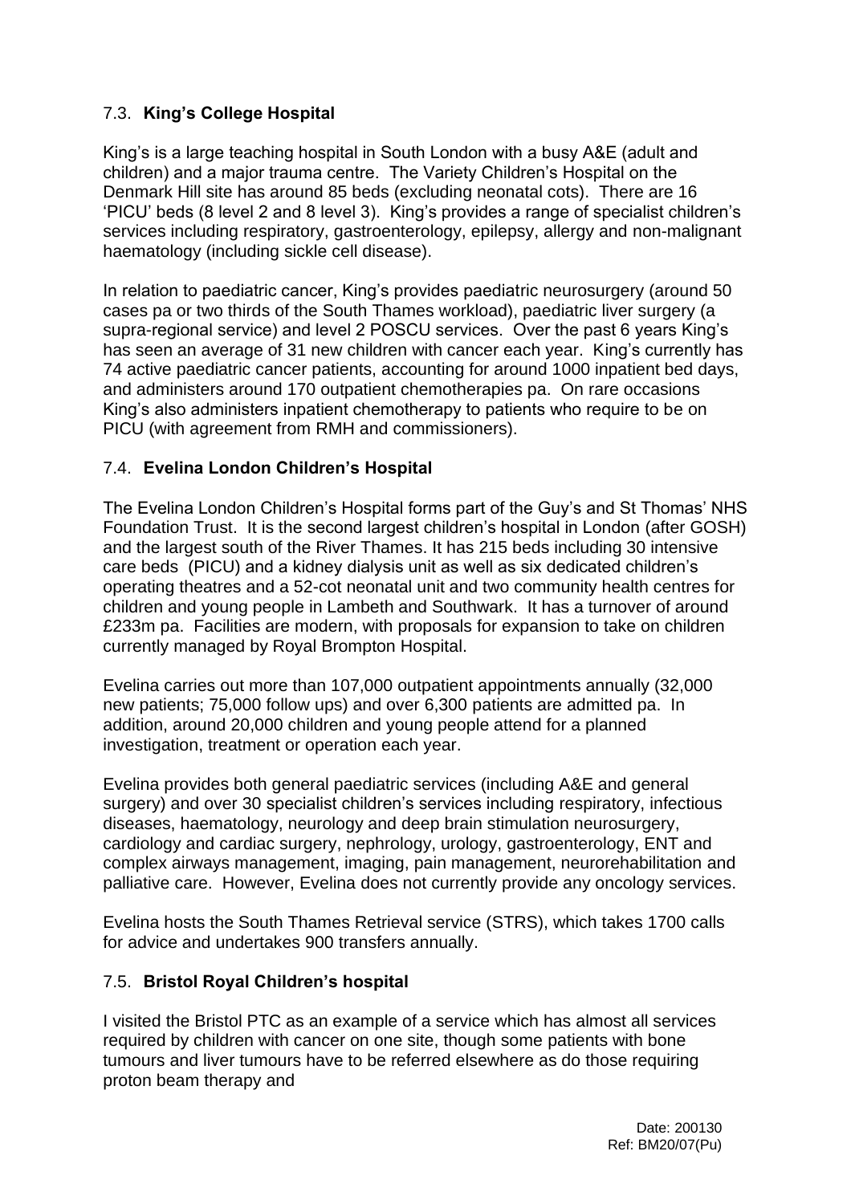### 7.3. **King's College Hospital**

King's is a large teaching hospital in South London with a busy A&E (adult and children) and a major trauma centre. The Variety Children's Hospital on the Denmark Hill site has around 85 beds (excluding neonatal cots). There are 16 'PICU' beds (8 level 2 and 8 level 3). King's provides a range of specialist children's services including respiratory, gastroenterology, epilepsy, allergy and non-malignant haematology (including sickle cell disease).

In relation to paediatric cancer, King's provides paediatric neurosurgery (around 50 cases pa or two thirds of the South Thames workload), paediatric liver surgery (a supra-regional service) and level 2 POSCU services. Over the past 6 years King's has seen an average of 31 new children with cancer each year. King's currently has 74 active paediatric cancer patients, accounting for around 1000 inpatient bed days, and administers around 170 outpatient chemotherapies pa. On rare occasions King's also administers inpatient chemotherapy to patients who require to be on PICU (with agreement from RMH and commissioners).

### 7.4. **Evelina London Children's Hospital**

The Evelina London Children's Hospital forms part of the Guy's and St Thomas' NHS Foundation Trust. It is the second largest children's hospital in London (after GOSH) and the largest south of the River Thames. It has 215 beds including 30 intensive care beds (PICU) and a kidney dialysis unit as well as six dedicated children's operating theatres and a 52-cot neonatal unit and two community health centres for children and young people in Lambeth and Southwark. It has a turnover of around £233m pa. Facilities are modern, with proposals for expansion to take on children currently managed by Royal Brompton Hospital.

Evelina carries out more than 107,000 outpatient appointments annually (32,000 new patients; 75,000 follow ups) and over 6,300 patients are admitted pa. In addition, around 20,000 children and young people attend for a planned investigation, treatment or operation each year.

Evelina provides both general paediatric services (including A&E and general surgery) and over 30 specialist children's services including respiratory, infectious diseases, haematology, neurology and deep brain stimulation neurosurgery, cardiology and cardiac surgery, nephrology, urology, gastroenterology, ENT and complex airways management, imaging, pain management, neurorehabilitation and palliative care. However, Evelina does not currently provide any oncology services.

Evelina hosts the South Thames Retrieval service (STRS), which takes 1700 calls for advice and undertakes 900 transfers annually.

### 7.5. **Bristol Royal Children's hospital**

I visited the Bristol PTC as an example of a service which has almost all services required by children with cancer on one site, though some patients with bone tumours and liver tumours have to be referred elsewhere as do those requiring proton beam therapy and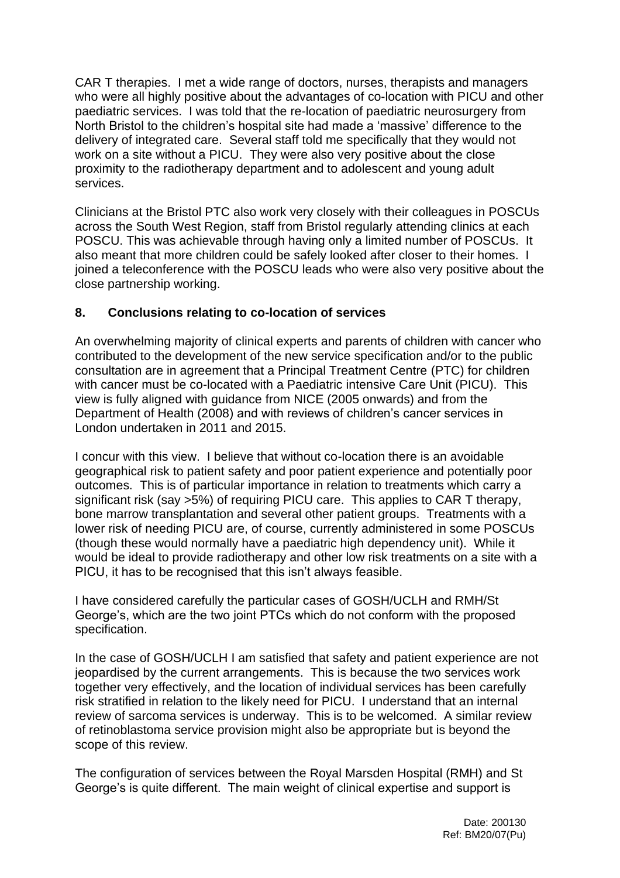CAR T therapies. I met a wide range of doctors, nurses, therapists and managers who were all highly positive about the advantages of co-location with PICU and other paediatric services. I was told that the re-location of paediatric neurosurgery from North Bristol to the children's hospital site had made a 'massive' difference to the delivery of integrated care. Several staff told me specifically that they would not work on a site without a PICU. They were also very positive about the close proximity to the radiotherapy department and to adolescent and young adult services.

Clinicians at the Bristol PTC also work very closely with their colleagues in POSCUs across the South West Region, staff from Bristol regularly attending clinics at each POSCU. This was achievable through having only a limited number of POSCUs. It also meant that more children could be safely looked after closer to their homes. I joined a teleconference with the POSCU leads who were also very positive about the close partnership working.

## 8. Conclusions relating to co-location of services

An overwhelming majority of clinical experts and parents of children with cancer who contributed to the development of the new service specification and/or to the public consultation are in agreement that a Principal Treatment Centre (PTC) for children with cancer must be co-located with a Paediatric intensive Care Unit (PICU). This view is fully aligned with guidance from NICE (2005 onwards) and from the Department of Health (2008) and with reviews of children's cancer services in London undertaken in 2011 and 2015.

I concur with this view. I believe that without co-location there is an avoidable geographical risk to patient safety and poor patient experience and potentially poor outcomes. This is of particular importance in relation to treatments which carry a significant risk (say >5%) of requiring PICU care. This applies to CAR T therapy, bone marrow transplantation and several other patient groups. Treatments with a lower risk of needing PICU are, of course, currently administered in some POSCUs (though these would normally have a paediatric high dependency unit). While it would be ideal to provide radiotherapy and other low risk treatments on a site with a PICU, it has to be recognised that this isn't always feasible.

I have considered carefully the particular cases of GOSH/UCLH and RMH/St George's, which are the two joint PTCs which do not conform with the proposed specification.

In the case of GOSH/UCLH I am satisfied that safety and patient experience are not jeopardised by the current arrangements. This is because the two services work together very effectively, and the location of individual services has been carefully risk stratified in relation to the likely need for PICU. I understand that an internal review of sarcoma services is underway. This is to be welcomed. A similar review of retinoblastoma service provision might also be appropriate but is beyond the scope of this review.

The configuration of services between the Royal Marsden Hospital (RMH) and St George's is quite different. The main weight of clinical expertise and support is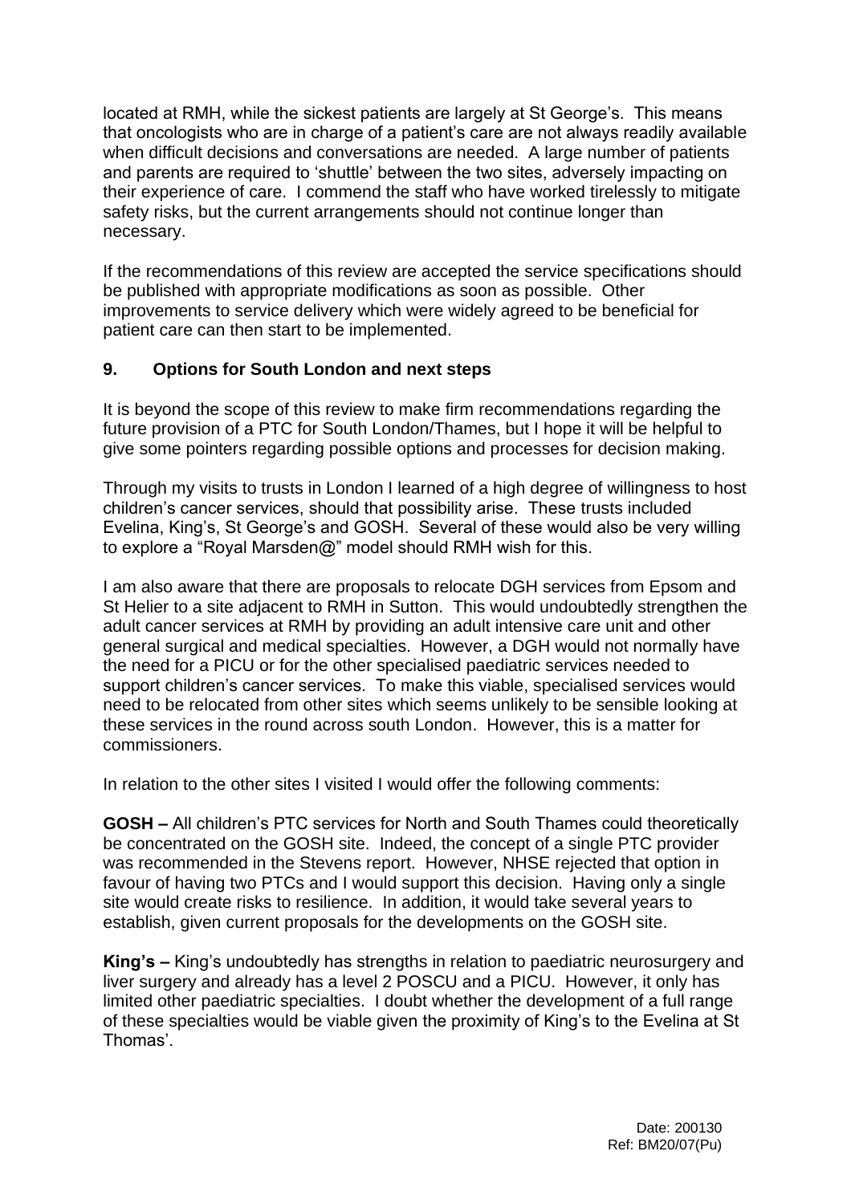located at RMH, while the sickest patients are largely at St George's. This means that oncologists who are in charge of a patient's care are not always readily available when difficult decisions and conversations are needed. A large number of patients and parents are required to 'shuttle' between the two sites, adversely impacting on their experience of care. I commend the staff who have worked tirelessly to mitigate safety risks, but the current arrangements should not continue longer than necessary.

If the recommendations of this review are accepted the service specifications should be published with appropriate modifications as soon as possible. Other improvements to service delivery which were widely agreed to be beneficial for patient care can then start to be implemented.

## 9. Options for South London and next steps

It is beyond the scope of this review to make firm recommendations regarding the future provision of a PTC for South London/Thames, but I hope it will be helpful to give some pointers regarding possible options and processes for decision making.

Through my visits to trusts in London I learned of a high degree of willingness to host children's cancer services, should that possibility arise. These trusts included Evelina, King's, St George's and GOSH. Several of these would also be very willing to explore a "Royal Marsden@" model should RMH wish for this.

I am also aware that there are proposals to relocate DGH services from Epsom and St Helier to a site adjacent to RMH in Sutton. This would undoubtedly strengthen the adult cancer services at RMH by providing an adult intensive care unit and other general surgical and medical specialties. However, a DGH would not normally have the need for a PICU or for the other specialised paediatric services needed to support children's cancer services. To make this viable, specialised services would need to be relocated from other sites which seems unlikely to be sensible looking at these services in the round across south London. However, this is a matter for commissioners.

In relation to the other sites I visited I would offer the following comments:

**GOSH –** All children's PTC services for North and South Thames could theoretically be concentrated on the GOSH site. Indeed, the concept of a single PTC provider was recommended in the Stevens report. However, NHSE rejected that option in favour of having two PTCs and I would support this decision. Having only a single site would create risks to resilience. In addition, it would take several years to establish, given current proposals for the developments on the GOSH site.

**King's –** King's undoubtedly has strengths in relation to paediatric neurosurgery and liver surgery and already has a level 2 POSCU and a PICU. However, it only has limited other paediatric specialties. I doubt whether the development of a full range of these specialties would be viable given the proximity of King's to the Evelina at St Thomas'.

Date: 200130
Ref: BM20/07(Pu)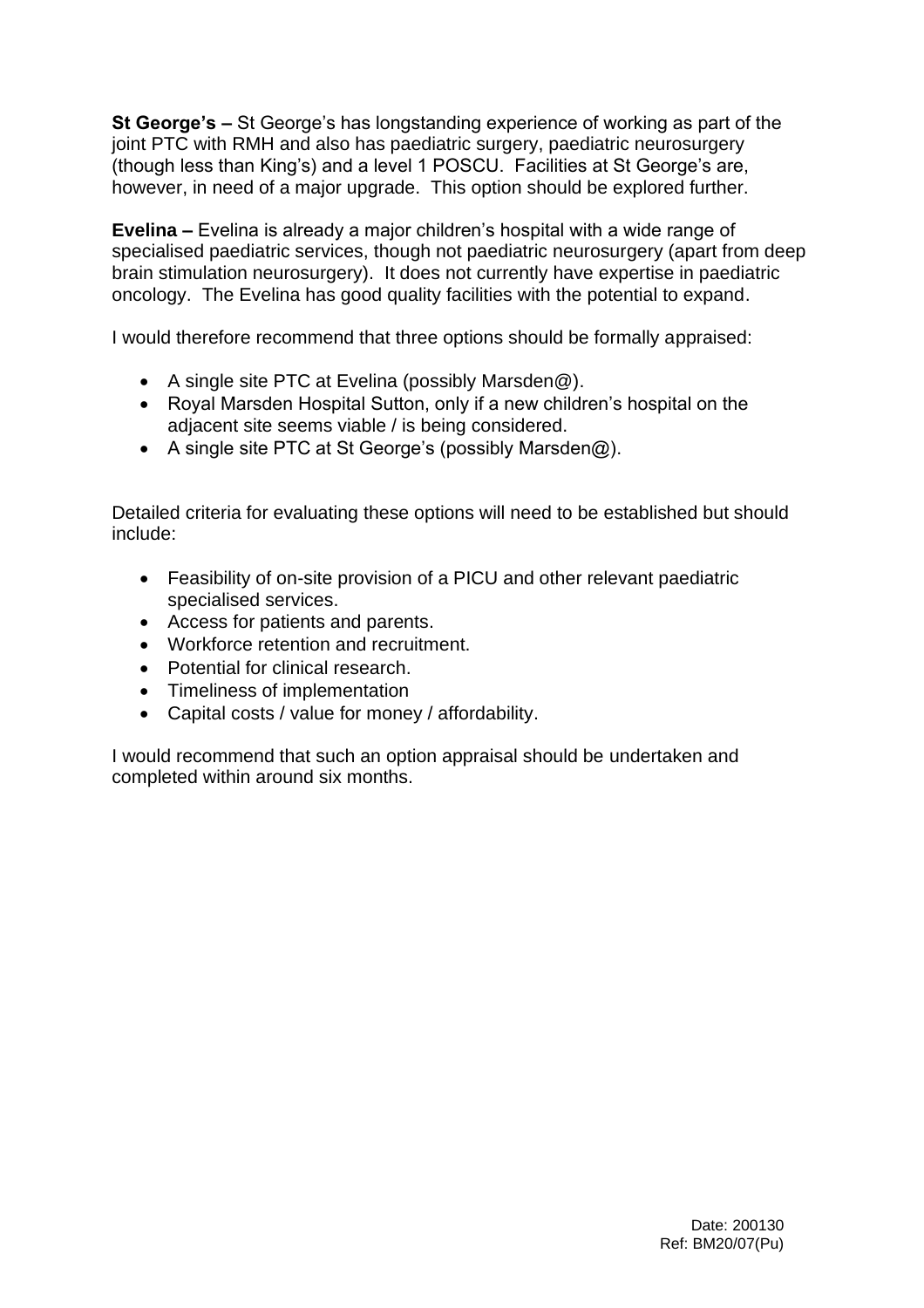**St George's –** St George's has longstanding experience of working as part of the joint PTC with RMH and also has paediatric surgery, paediatric neurosurgery (though less than King's) and a level 1 POSCU. Facilities at St George's are, however, in need of a major upgrade. This option should be explored further.

**Evelina –** Evelina is already a major children's hospital with a wide range of specialised paediatric services, though not paediatric neurosurgery (apart from deep brain stimulation neurosurgery). It does not currently have expertise in paediatric oncology. The Evelina has good quality facilities with the potential to expand.

I would therefore recommend that three options should be formally appraised:

- A single site PTC at Evelina (possibly Marsden@).
- Royal Marsden Hospital Sutton, only if a new children's hospital on the adjacent site seems viable / is being considered.
- A single site PTC at St George's (possibly Marsden@).

Detailed criteria for evaluating these options will need to be established but should include:

- Feasibility of on-site provision of a PICU and other relevant paediatric specialised services.
- Access for patients and parents.
- Workforce retention and recruitment.
- Potential for clinical research.
- Timeliness of implementation
- Capital costs / value for money / affordability.

I would recommend that such an option appraisal should be undertaken and completed within around six months.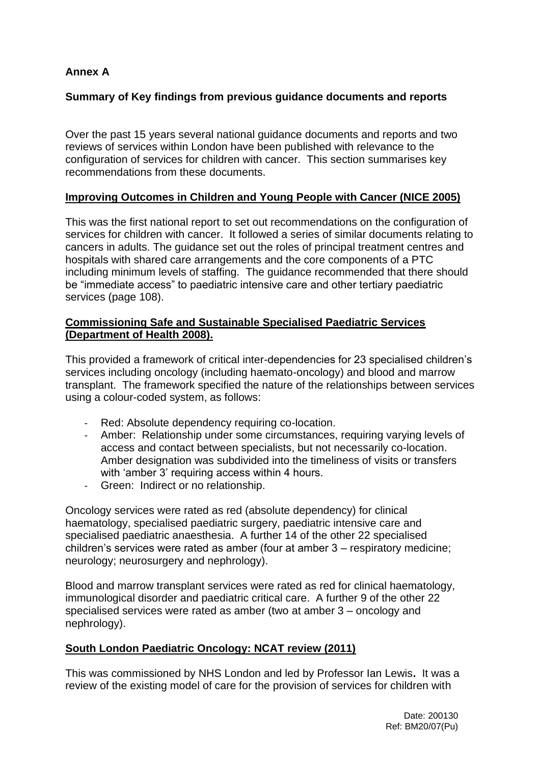## Annex A

## Summary of Key findings from previous guidance documents and reports

Over the past 15 years several national guidance documents and reports and two reviews of services within London have been published with relevance to the configuration of services for children with cancer. This section summarises key recommendations from these documents.

### Improving Outcomes in Children and Young People with Cancer (NICE 2005)

This was the first national report to set out recommendations on the configuration of services for children with cancer. It followed a series of similar documents relating to cancers in adults. The guidance set out the roles of principal treatment centres and hospitals with shared care arrangements and the core components of a PTC including minimum levels of staffing. The guidance recommended that there should be "immediate access" to paediatric intensive care and other tertiary paediatric services (page 108).

### Commissioning Safe and Sustainable Specialised Paediatric Services (Department of Health 2008).

This provided a framework of critical inter-dependencies for 23 specialised children's services including oncology (including haemato-oncology) and blood and marrow transplant. The framework specified the nature of the relationships between services using a colour-coded system, as follows:

- Red: Absolute dependency requiring co-location.
- Amber: Relationship under some circumstances, requiring varying levels of access and contact between specialists, but not necessarily co-location. Amber designation was subdivided into the timeliness of visits or transfers with 'amber 3' requiring access within 4 hours.
- Green: Indirect or no relationship.

Oncology services were rated as red (absolute dependency) for clinical haematology, specialised paediatric surgery, paediatric intensive care and specialised paediatric anaesthesia. A further 14 of the other 22 specialised children's services were rated as amber (four at amber 3 – respiratory medicine; neurology; neurosurgery and nephrology).

Blood and marrow transplant services were rated as red for clinical haematology, immunological disorder and paediatric critical care. A further 9 of the other 22 specialised services were rated as amber (two at amber 3 – oncology and nephrology).

### South London Paediatric Oncology: NCAT review (2011)

This was commissioned by NHS London and led by Professor Ian Lewis**.** It was a review of the existing model of care for the provision of services for children with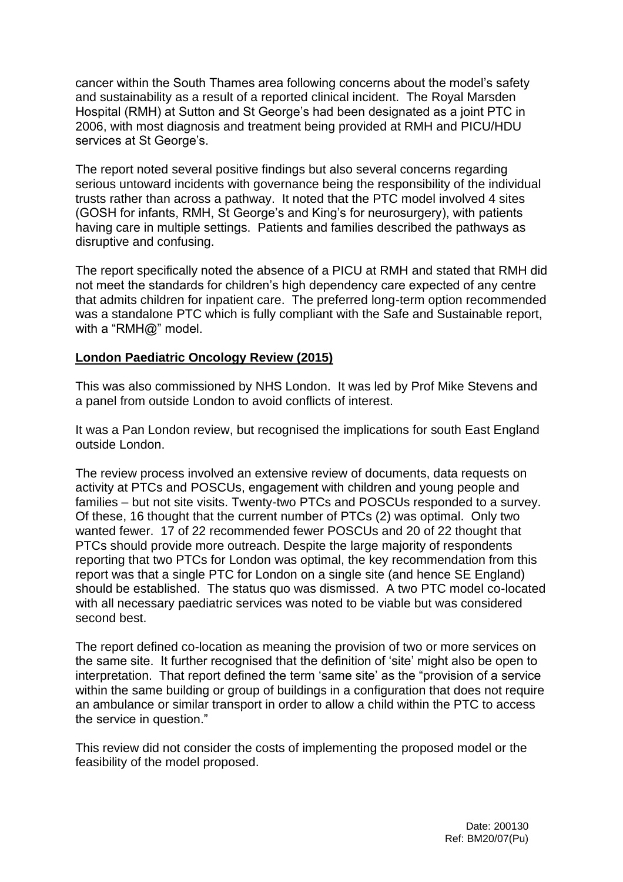cancer within the South Thames area following concerns about the model's safety and sustainability as a result of a reported clinical incident. The Royal Marsden Hospital (RMH) at Sutton and St George's had been designated as a joint PTC in 2006, with most diagnosis and treatment being provided at RMH and PICU/HDU services at St George's.

The report noted several positive findings but also several concerns regarding serious untoward incidents with governance being the responsibility of the individual trusts rather than across a pathway. It noted that the PTC model involved 4 sites (GOSH for infants, RMH, St George's and King's for neurosurgery), with patients having care in multiple settings. Patients and families described the pathways as disruptive and confusing.

The report specifically noted the absence of a PICU at RMH and stated that RMH did not meet the standards for children's high dependency care expected of any centre that admits children for inpatient care. The preferred long-term option recommended was a standalone PTC which is fully compliant with the Safe and Sustainable report, with a "RMH@" model.

**London Paediatric Oncology Review (2015)**

This was also commissioned by NHS London. It was led by Prof Mike Stevens and a panel from outside London to avoid conflicts of interest.

It was a Pan London review, but recognised the implications for south East England outside London.

The review process involved an extensive review of documents, data requests on activity at PTCs and POSCUs, engagement with children and young people and families – but not site visits. Twenty-two PTCs and POSCUs responded to a survey. Of these, 16 thought that the current number of PTCs (2) was optimal. Only two wanted fewer. 17 of 22 recommended fewer POSCUs and 20 of 22 thought that PTCs should provide more outreach. Despite the large majority of respondents reporting that two PTCs for London was optimal, the key recommendation from this report was that a single PTC for London on a single site (and hence SE England) should be established. The status quo was dismissed. A two PTC model co-located with all necessary paediatric services was noted to be viable but was considered second best.

The report defined co-location as meaning the provision of two or more services on the same site. It further recognised that the definition of 'site' might also be open to interpretation. That report defined the term 'same site' as the "provision of a service within the same building or group of buildings in a configuration that does not require an ambulance or similar transport in order to allow a child within the PTC to access the service in question."

This review did not consider the costs of implementing the proposed model or the feasibility of the model proposed.

Date: 200130
Ref: BM20/07(Pu)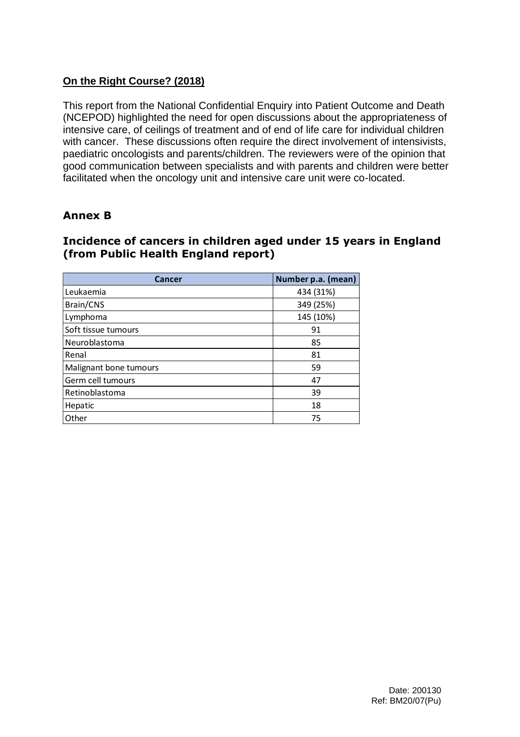**On the Right Course? (2018)**

This report from the National Confidential Enquiry into Patient Outcome and Death (NCEPOD) highlighted the need for open discussions about the appropriateness of intensive care, of ceilings of treatment and of end of life care for individual children with cancer. These discussions often require the direct involvement of intensivists, paediatric oncologists and parents/children. The reviewers were of the opinion that good communication between specialists and with parents and children were better facilitated when the oncology unit and intensive care unit were co-located.

## Annex B

### Incidence of cancers in children aged under 15 years in England (from Public Health England report)

| Cancer | Number p.a. (mean) |
|---|---|
| Leukaemia | 434 (31%) |
| Brain/CNS | 349 (25%) |
| Lymphoma | 145 (10%) |
| Soft tissue tumours | 91 |
| Neuroblastoma | 85 |
| Renal | 81 |
| Malignant bone tumours | 59 |
| Germ cell tumours | 47 |
| Retinoblastoma | 39 |
| Hepatic | 18 |
| Other | 75 |

Date: 200130
Ref: BM20/07(Pu)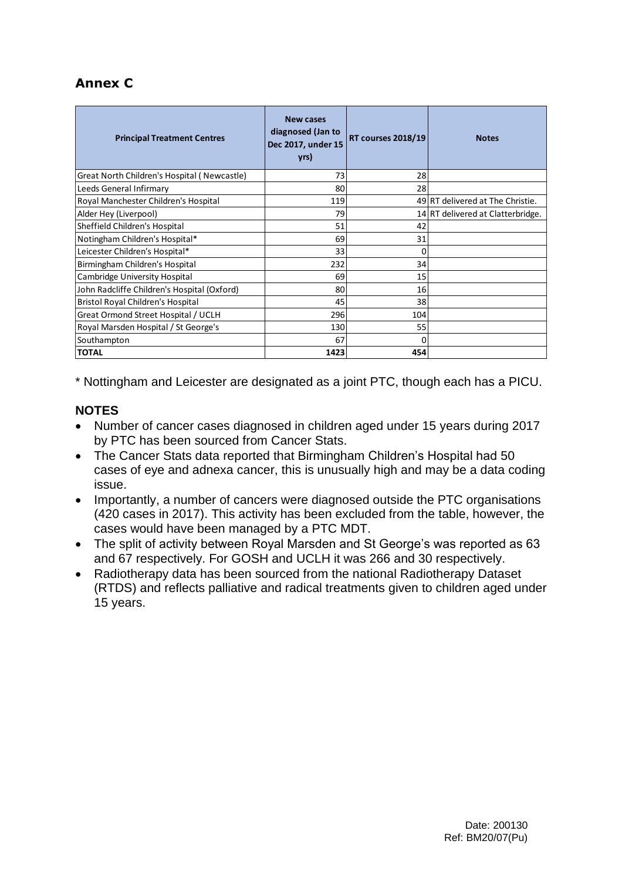## Annex C

| Principal Treatment Centres | New cases diagnosed (Jan to Dec 2017, under 15 yrs) | RT courses 2018/19 | Notes |
|---|---|---|---|
| Great North Children's Hospital ( Newcastle) | 73 | 28 | |
| Leeds General Infirmary | 80 | 28 | |
| Royal Manchester Children's Hospital | 119 | 49 | RT delivered at The Christie. |
| Alder Hey (Liverpool) | 79 | 14 | RT delivered at Clatterbridge. |
| Sheffield Children's Hospital | 51 | 42 | |
| Notingham Children's Hospital* | 69 | 31 | |
| Leicester Children's Hospital* | 33 | 0 | |
| Birmingham Children's Hospital | 232 | 34 | |
| Cambridge University Hospital | 69 | 15 | |
| John Radcliffe Children's Hospital (Oxford) | 80 | 16 | |
| Bristol Royal Children's Hospital | 45 | 38 | |
| Great Ormond Street Hospital / UCLH | 296 | 104 | |
| Royal Marsden Hospital / St George's | 130 | 55 | |
| Southampton | 67 | 0 | |
| **TOTAL** | **1423** | **454** | |

* Nottingham and Leicester are designated as a joint PTC, though each has a PICU.

### NOTES

- Number of cancer cases diagnosed in children aged under 15 years during 2017 by PTC has been sourced from Cancer Stats.
- The Cancer Stats data reported that Birmingham Children's Hospital had 50 cases of eye and adnexa cancer, this is unusually high and may be a data coding issue.
- Importantly, a number of cancers were diagnosed outside the PTC organisations (420 cases in 2017). This activity has been excluded from the table, however, the cases would have been managed by a PTC MDT.
- The split of activity between Royal Marsden and St George's was reported as 63 and 67 respectively. For GOSH and UCLH it was 266 and 30 respectively.
- Radiotherapy data has been sourced from the national Radiotherapy Dataset (RTDS) and reflects palliative and radical treatments given to children aged under 15 years.

Date: 200130
Ref: BM20/07(Pu)